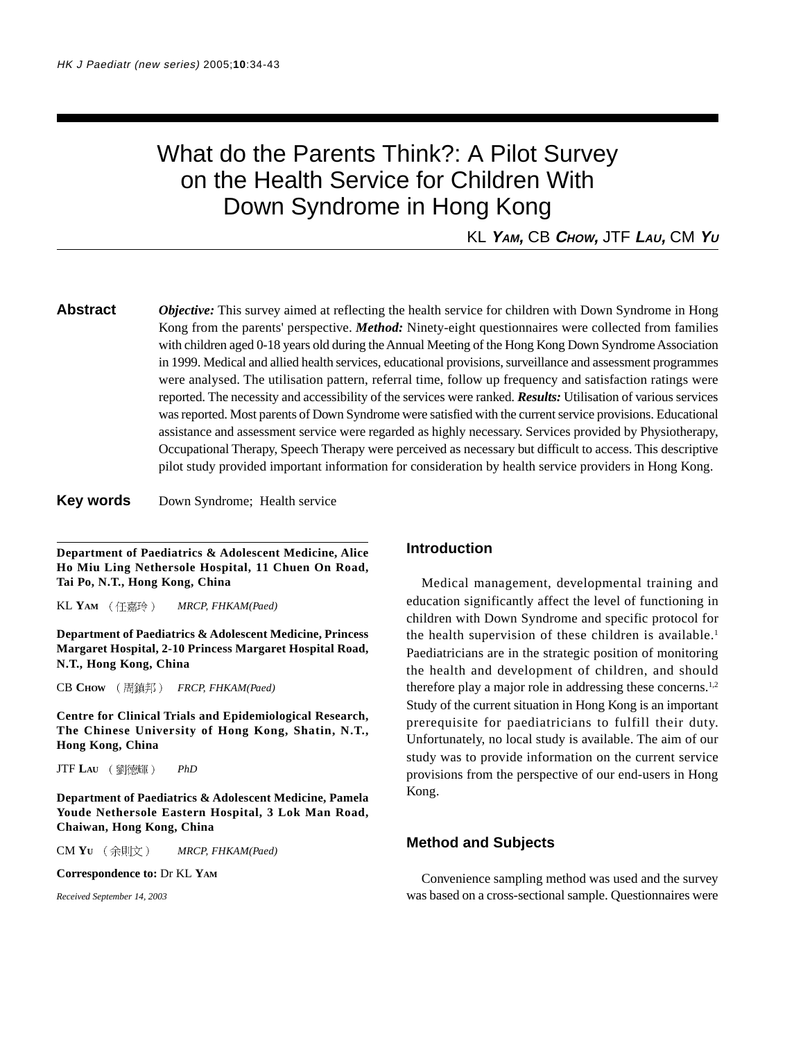# What do the Parents Think?: A Pilot Survey on the Health Service for Children With Down Syndrome in Hong Kong

KL ***YAM***, CB ***CHOW***, JTF ***LAU***, CM ***YU***

**Abstract** *Objective:* This survey aimed at reflecting the health service for children with Down Syndrome in Hong Kong from the parents' perspective. ***Method:*** Ninety-eight questionnaires were collected from families with children aged 0-18 years old during the Annual Meeting of the Hong Kong Down Syndrome Association in 1999. Medical and allied health services, educational provisions, surveillance and assessment programmes were analysed. The utilisation pattern, referral time, follow up frequency and satisfaction ratings were reported. The necessity and accessibility of the services were ranked. ***Results:*** Utilisation of various services was reported. Most parents of Down Syndrome were satisfied with the current service provisions. Educational assistance and assessment service were regarded as highly necessary. Services provided by Physiotherapy, Occupational Therapy, Speech Therapy were perceived as necessary but difficult to access. This descriptive pilot study provided important information for consideration by health service providers in Hong Kong.

**Key words** Down Syndrome; Health service

**Department of Paediatrics & Adolescent Medicine, Alice Ho Miu Ling Nethersole Hospital, 11 Chuen On Road, Tai Po, N.T., Hong Kong, China**

KL **YAM** （任嘉玲） *MRCP, FHKAM(Paed)*

**Department of Paediatrics & Adolescent Medicine, Princess Margaret Hospital, 2-10 Princess Margaret Hospital Road, N.T., Hong Kong, China**

CB **CHOW** （周鎮邦） *FRCP, FHKAM(Paed)*

**Centre for Clinical Trials and Epidemiological Research, The Chinese University of Hong Kong, Shatin, N.T., Hong Kong, China**

JTF **LAU** （劉德輝） *PhD*

**Department of Paediatrics & Adolescent Medicine, Pamela Youde Nethersole Eastern Hospital, 3 Lok Man Road, Chaiwan, Hong Kong, China**

CM **YU** （余則文） *MRCP, FHKAM(Paed)*

**Correspondence to:** Dr KL **YAM**

*Received September 14, 2003*

## Introduction

Medical management, developmental training and education significantly affect the level of functioning in children with Down Syndrome and specific protocol for the health supervision of these children is available.[1] Paediatricians are in the strategic position of monitoring the health and development of children, and should therefore play a major role in addressing these concerns.[1,2] Study of the current situation in Hong Kong is an important prerequisite for paediatricians to fulfill their duty. Unfortunately, no local study is available. The aim of our study was to provide information on the current service provisions from the perspective of our end-users in Hong Kong.

## Method and Subjects

Convenience sampling method was used and the survey was based on a cross-sectional sample. Questionnaires were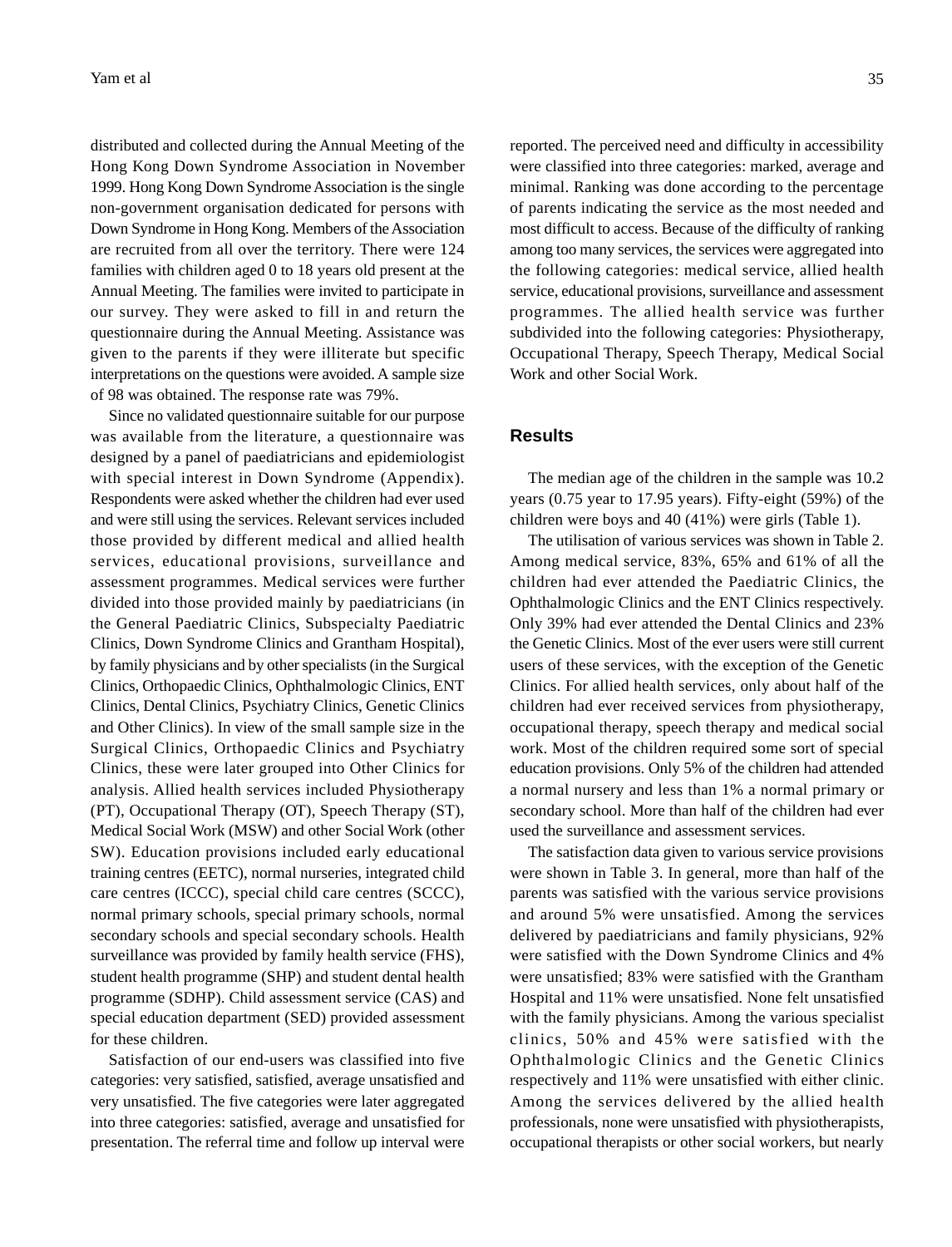distributed and collected during the Annual Meeting of the Hong Kong Down Syndrome Association in November 1999. Hong Kong Down Syndrome Association is the single non-government organisation dedicated for persons with Down Syndrome in Hong Kong. Members of the Association are recruited from all over the territory. There were 124 families with children aged 0 to 18 years old present at the Annual Meeting. The families were invited to participate in our survey. They were asked to fill in and return the questionnaire during the Annual Meeting. Assistance was given to the parents if they were illiterate but specific interpretations on the questions were avoided. A sample size of 98 was obtained. The response rate was 79%.

Since no validated questionnaire suitable for our purpose was available from the literature, a questionnaire was designed by a panel of paediatricians and epidemiologist with special interest in Down Syndrome (Appendix). Respondents were asked whether the children had ever used and were still using the services. Relevant services included those provided by different medical and allied health services, educational provisions, surveillance and assessment programmes. Medical services were further divided into those provided mainly by paediatricians (in the General Paediatric Clinics, Subspecialty Paediatric Clinics, Down Syndrome Clinics and Grantham Hospital), by family physicians and by other specialists (in the Surgical Clinics, Orthopaedic Clinics, Ophthalmologic Clinics, ENT Clinics, Dental Clinics, Psychiatry Clinics, Genetic Clinics and Other Clinics). In view of the small sample size in the Surgical Clinics, Orthopaedic Clinics and Psychiatry Clinics, these were later grouped into Other Clinics for analysis. Allied health services included Physiotherapy (PT), Occupational Therapy (OT), Speech Therapy (ST), Medical Social Work (MSW) and other Social Work (other SW). Education provisions included early educational training centres (EETC), normal nurseries, integrated child care centres (ICCC), special child care centres (SCCC), normal primary schools, special primary schools, normal secondary schools and special secondary schools. Health surveillance was provided by family health service (FHS), student health programme (SHP) and student dental health programme (SDHP). Child assessment service (CAS) and special education department (SED) provided assessment for these children.

Satisfaction of our end-users was classified into five categories: very satisfied, satisfied, average unsatisfied and very unsatisfied. The five categories were later aggregated into three categories: satisfied, average and unsatisfied for presentation. The referral time and follow up interval were reported. The perceived need and difficulty in accessibility were classified into three categories: marked, average and minimal. Ranking was done according to the percentage of parents indicating the service as the most needed and most difficult to access. Because of the difficulty of ranking among too many services, the services were aggregated into the following categories: medical service, allied health service, educational provisions, surveillance and assessment programmes. The allied health service was further subdivided into the following categories: Physiotherapy, Occupational Therapy, Speech Therapy, Medical Social Work and other Social Work.

## Results

The median age of the children in the sample was 10.2 years (0.75 year to 17.95 years). Fifty-eight (59%) of the children were boys and 40 (41%) were girls (Table 1).

The utilisation of various services was shown in Table 2. Among medical service, 83%, 65% and 61% of all the children had ever attended the Paediatric Clinics, the Ophthalmologic Clinics and the ENT Clinics respectively. Only 39% had ever attended the Dental Clinics and 23% the Genetic Clinics. Most of the ever users were still current users of these services, with the exception of the Genetic Clinics. For allied health services, only about half of the children had ever received services from physiotherapy, occupational therapy, speech therapy and medical social work. Most of the children required some sort of special education provisions. Only 5% of the children had attended a normal nursery and less than 1% a normal primary or secondary school. More than half of the children had ever used the surveillance and assessment services.

The satisfaction data given to various service provisions were shown in Table 3. In general, more than half of the parents was satisfied with the various service provisions and around 5% were unsatisfied. Among the services delivered by paediatricians and family physicians, 92% were satisfied with the Down Syndrome Clinics and 4% were unsatisfied; 83% were satisfied with the Grantham Hospital and 11% were unsatisfied. None felt unsatisfied with the family physicians. Among the various specialist clinics, 50% and 45% were satisfied with the Ophthalmologic Clinics and the Genetic Clinics respectively and 11% were unsatisfied with either clinic. Among the services delivered by the allied health professionals, none were unsatisfied with physiotherapists, occupational therapists or other social workers, but nearly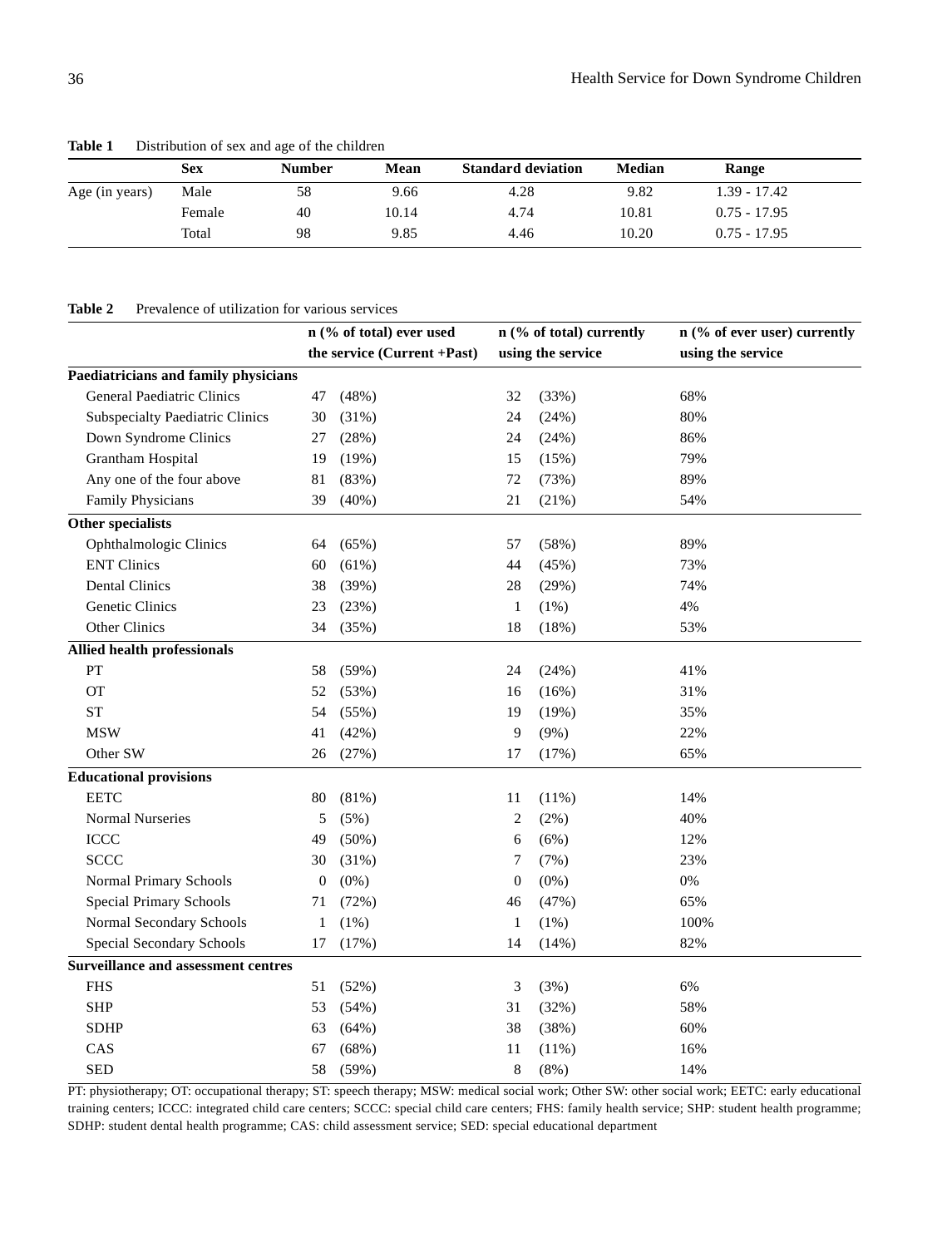**Table 1** Distribution of sex and age of the children

| | Sex | Number | Mean | Standard deviation | Median | Range |
|---|---|---|---|---|---|---|
| Age (in years) | Male | 58 | 9.66 | 4.28 | 9.82 | 1.39 - 17.42 |
| | Female | 40 | 10.14 | 4.74 | 10.81 | 0.75 - 17.95 |
| | Total | 98 | 9.85 | 4.46 | 10.20 | 0.75 - 17.95 |

**Table 2** Prevalence of utilization for various services

| | n (% of total) ever used the service (Current +Past) | n (% of total) currently using the service | n (% of ever user) currently using the service |
|---|---|---|---|
| **Paediatricians and family physicians** | | | |
| General Paediatric Clinics | 47 (48%) | 32 (33%) | 68% |
| Subspecialty Paediatric Clinics | 30 (31%) | 24 (24%) | 80% |
| Down Syndrome Clinics | 27 (28%) | 24 (24%) | 86% |
| Grantham Hospital | 19 (19%) | 15 (15%) | 79% |
| Any one of the four above | 81 (83%) | 72 (73%) | 89% |
| Family Physicians | 39 (40%) | 21 (21%) | 54% |
| **Other specialists** | | | |
| Ophthalmologic Clinics | 64 (65%) | 57 (58%) | 89% |
| ENT Clinics | 60 (61%) | 44 (45%) | 73% |
| Dental Clinics | 38 (39%) | 28 (29%) | 74% |
| Genetic Clinics | 23 (23%) | 1 (1%) | 4% |
| Other Clinics | 34 (35%) | 18 (18%) | 53% |
| **Allied health professionals** | | | |
| PT | 58 (59%) | 24 (24%) | 41% |
| OT | 52 (53%) | 16 (16%) | 31% |
| ST | 54 (55%) | 19 (19%) | 35% |
| MSW | 41 (42%) | 9 (9%) | 22% |
| Other SW | 26 (27%) | 17 (17%) | 65% |
| **Educational provisions** | | | |
| EETC | 80 (81%) | 11 (11%) | 14% |
| Normal Nurseries | 5 (5%) | 2 (2%) | 40% |
| ICCC | 49 (50%) | 6 (6%) | 12% |
| SCCC | 30 (31%) | 7 (7%) | 23% |
| Normal Primary Schools | 0 (0%) | 0 (0%) | 0% |
| Special Primary Schools | 71 (72%) | 46 (47%) | 65% |
| Normal Secondary Schools | 1 (1%) | 1 (1%) | 100% |
| Special Secondary Schools | 17 (17%) | 14 (14%) | 82% |
| **Surveillance and assessment centres** | | | |
| FHS | 51 (52%) | 3 (3%) | 6% |
| SHP | 53 (54%) | 31 (32%) | 58% |
| SDHP | 63 (64%) | 38 (38%) | 60% |
| CAS | 67 (68%) | 11 (11%) | 16% |
| SED | 58 (59%) | 8 (8%) | 14% |

PT: physiotherapy; OT: occupational therapy; ST: speech therapy; MSW: medical social work; Other SW: other social work; EETC: early educational training centers; ICCC: integrated child care centers; SCCC: special child care centers; FHS: family health service; SHP: student health programme; SDHP: student dental health programme; CAS: child assessment service; SED: special educational department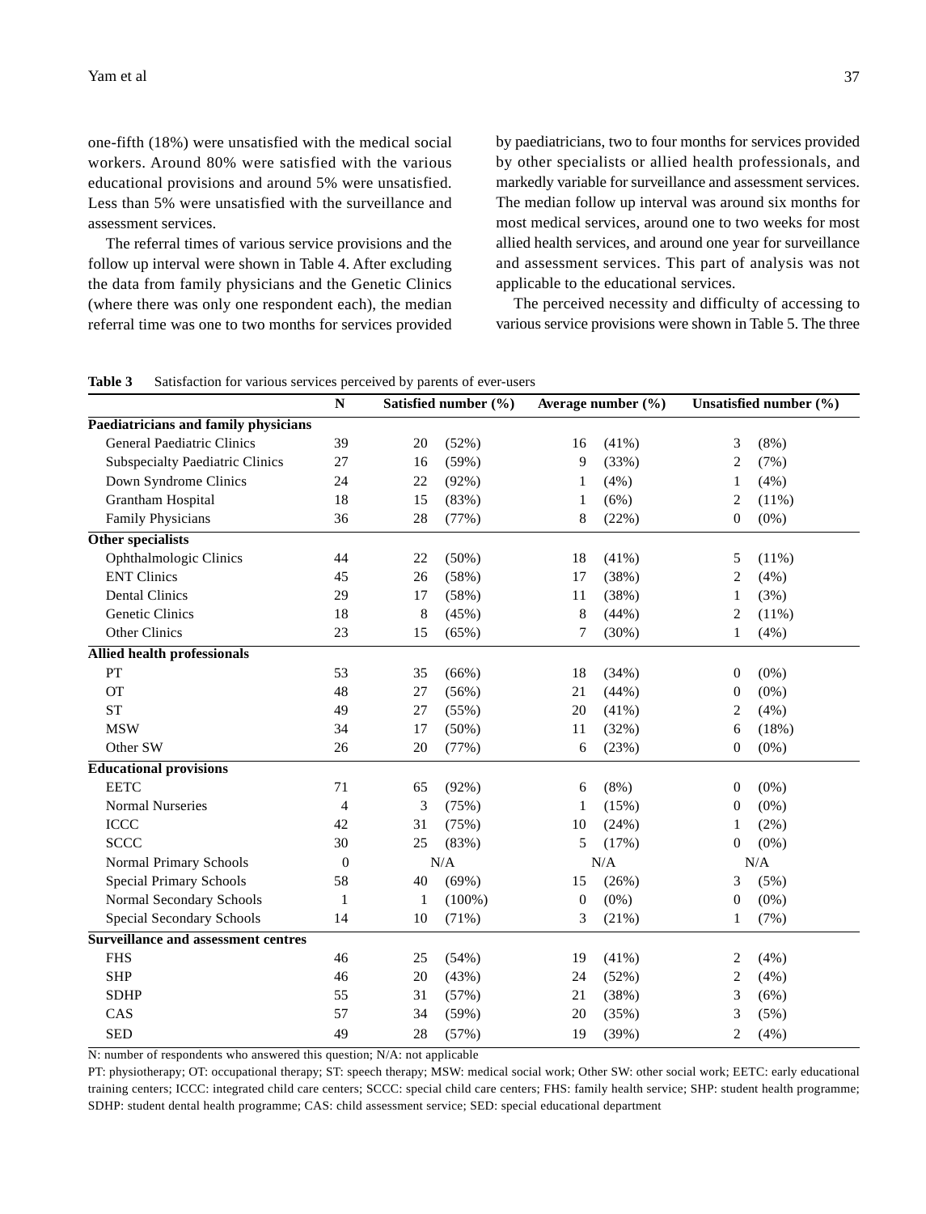one-fifth (18%) were unsatisfied with the medical social workers. Around 80% were satisfied with the various educational provisions and around 5% were unsatisfied. Less than 5% were unsatisfied with the surveillance and assessment services.

The referral times of various service provisions and the follow up interval were shown in Table 4. After excluding the data from family physicians and the Genetic Clinics (where there was only one respondent each), the median referral time was one to two months for services provided by paediatricians, two to four months for services provided by other specialists or allied health professionals, and markedly variable for surveillance and assessment services. The median follow up interval was around six months for most medical services, around one to two weeks for most allied health services, and around one year for surveillance and assessment services. This part of analysis was not applicable to the educational services.

The perceived necessity and difficulty of accessing to various service provisions were shown in Table 5. The three

**Table 3** Satisfaction for various services perceived by parents of ever-users

| | N | Satisfied number (%) | | Average number (%) | | Unsatisfied number (%) | |
|---|---|---|---|---|---|---|---|
| **Paediatricians and family physicians** | | | | | | | |
| General Paediatric Clinics | 39 | 20 | (52%) | 16 | (41%) | 3 | (8%) |
| Subspecialty Paediatric Clinics | 27 | 16 | (59%) | 9 | (33%) | 2 | (7%) |
| Down Syndrome Clinics | 24 | 22 | (92%) | 1 | (4%) | 1 | (4%) |
| Grantham Hospital | 18 | 15 | (83%) | 1 | (6%) | 2 | (11%) |
| Family Physicians | 36 | 28 | (77%) | 8 | (22%) | 0 | (0%) |
| **Other specialists** | | | | | | | |
| Ophthalmologic Clinics | 44 | 22 | (50%) | 18 | (41%) | 5 | (11%) |
| ENT Clinics | 45 | 26 | (58%) | 17 | (38%) | 2 | (4%) |
| Dental Clinics | 29 | 17 | (58%) | 11 | (38%) | 1 | (3%) |
| Genetic Clinics | 18 | 8 | (45%) | 8 | (44%) | 2 | (11%) |
| Other Clinics | 23 | 15 | (65%) | 7 | (30%) | 1 | (4%) |
| **Allied health professionals** | | | | | | | |
| PT | 53 | 35 | (66%) | 18 | (34%) | 0 | (0%) |
| OT | 48 | 27 | (56%) | 21 | (44%) | 0 | (0%) |
| ST | 49 | 27 | (55%) | 20 | (41%) | 2 | (4%) |
| MSW | 34 | 17 | (50%) | 11 | (32%) | 6 | (18%) |
| Other SW | 26 | 20 | (77%) | 6 | (23%) | 0 | (0%) |
| **Educational provisions** | | | | | | | |
| EETC | 71 | 65 | (92%) | 6 | (8%) | 0 | (0%) |
| Normal Nurseries | 4 | 3 | (75%) | 1 | (15%) | 0 | (0%) |
| ICCC | 42 | 31 | (75%) | 10 | (24%) | 1 | (2%) |
| SCCC | 30 | 25 | (83%) | 5 | (17%) | 0 | (0%) |
| Normal Primary Schools | 0 | N/A | | N/A | | N/A | |
| Special Primary Schools | 58 | 40 | (69%) | 15 | (26%) | 3 | (5%) |
| Normal Secondary Schools | 1 | 1 | (100%) | 0 | (0%) | 0 | (0%) |
| Special Secondary Schools | 14 | 10 | (71%) | 3 | (21%) | 1 | (7%) |
| **Surveillance and assessment centres** | | | | | | | |
| FHS | 46 | 25 | (54%) | 19 | (41%) | 2 | (4%) |
| SHP | 46 | 20 | (43%) | 24 | (52%) | 2 | (4%) |
| SDHP | 55 | 31 | (57%) | 21 | (38%) | 3 | (6%) |
| CAS | 57 | 34 | (59%) | 20 | (35%) | 3 | (5%) |
| SED | 49 | 28 | (57%) | 19 | (39%) | 2 | (4%) |

N: number of respondents who answered this question; N/A: not applicable

PT: physiotherapy; OT: occupational therapy; ST: speech therapy; MSW: medical social work; Other SW: other social work; EETC: early educational training centers; ICCC: integrated child care centers; SCCC: special child care centers; FHS: family health service; SHP: student health programme; SDHP: student dental health programme; CAS: child assessment service; SED: special educational department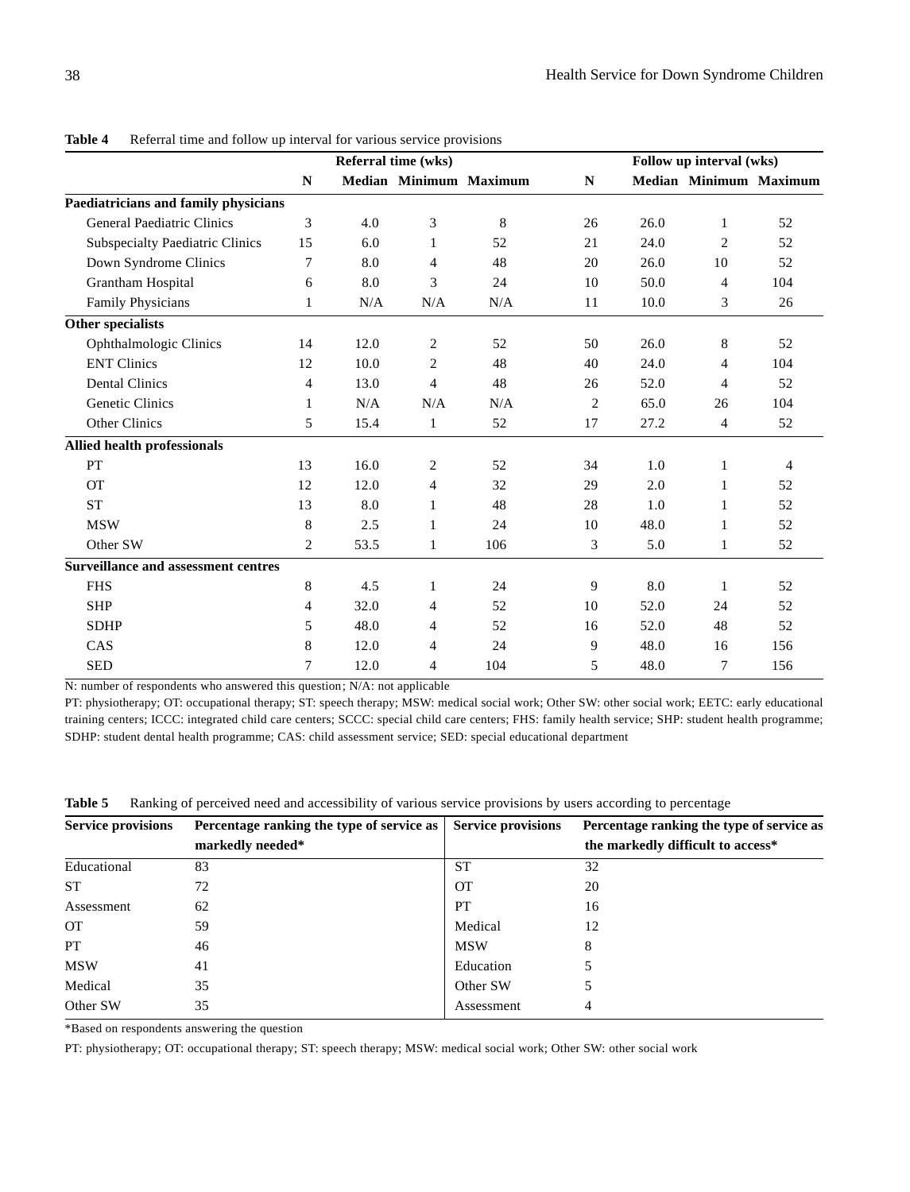**Table 4** Referral time and follow up interval for various service provisions

| | Referral time (wks) | | | | Follow up interval (wks) | | | |
|---|---|---|---|---|---|---|---|---|
| | N | Median | Minimum | Maximum | N | Median | Minimum | Maximum |
| **Paediatricians and family physicians** | | | | | | | | |
| General Paediatric Clinics | 3 | 4.0 | 3 | 8 | 26 | 26.0 | 1 | 52 |
| Subspecialty Paediatric Clinics | 15 | 6.0 | 1 | 52 | 21 | 24.0 | 2 | 52 |
| Down Syndrome Clinics | 7 | 8.0 | 4 | 48 | 20 | 26.0 | 10 | 52 |
| Grantham Hospital | 6 | 8.0 | 3 | 24 | 10 | 50.0 | 4 | 104 |
| Family Physicians | 1 | N/A | N/A | N/A | 11 | 10.0 | 3 | 26 |
| **Other specialists** | | | | | | | | |
| Ophthalmologic Clinics | 14 | 12.0 | 2 | 52 | 50 | 26.0 | 8 | 52 |
| ENT Clinics | 12 | 10.0 | 2 | 48 | 40 | 24.0 | 4 | 104 |
| Dental Clinics | 4 | 13.0 | 4 | 48 | 26 | 52.0 | 4 | 52 |
| Genetic Clinics | 1 | N/A | N/A | N/A | 2 | 65.0 | 26 | 104 |
| Other Clinics | 5 | 15.4 | 1 | 52 | 17 | 27.2 | 4 | 52 |
| **Allied health professionals** | | | | | | | | |
| PT | 13 | 16.0 | 2 | 52 | 34 | 1.0 | 1 | 4 |
| OT | 12 | 12.0 | 4 | 32 | 29 | 2.0 | 1 | 52 |
| ST | 13 | 8.0 | 1 | 48 | 28 | 1.0 | 1 | 52 |
| MSW | 8 | 2.5 | 1 | 24 | 10 | 48.0 | 1 | 52 |
| Other SW | 2 | 53.5 | 1 | 106 | 3 | 5.0 | 1 | 52 |
| **Surveillance and assessment centres** | | | | | | | | |
| FHS | 8 | 4.5 | 1 | 24 | 9 | 8.0 | 1 | 52 |
| SHP | 4 | 32.0 | 4 | 52 | 10 | 52.0 | 24 | 52 |
| SDHP | 5 | 48.0 | 4 | 52 | 16 | 52.0 | 48 | 52 |
| CAS | 8 | 12.0 | 4 | 24 | 9 | 48.0 | 16 | 156 |
| SED | 7 | 12.0 | 4 | 104 | 5 | 48.0 | 7 | 156 |

N: number of respondents who answered this question; N/A: not applicable

PT: physiotherapy; OT: occupational therapy; ST: speech therapy; MSW: medical social work; Other SW: other social work; EETC: early educational training centers; ICCC: integrated child care centers; SCCC: special child care centers; FHS: family health service; SHP: student health programme; SDHP: student dental health programme; CAS: child assessment service; SED: special educational department

**Table 5** Ranking of perceived need and accessibility of various service provisions by users according to percentage

| Service provisions | Percentage ranking the type of service as markedly needed* | Service provisions | Percentage ranking the type of service as the markedly difficult to access* |
|---|---|---|---|
| Educational | 83 | ST | 32 |
| ST | 72 | OT | 20 |
| Assessment | 62 | PT | 16 |
| OT | 59 | Medical | 12 |
| PT | 46 | MSW | 8 |
| MSW | 41 | Education | 5 |
| Medical | 35 | Other SW | 5 |
| Other SW | 35 | Assessment | 4 |

*Based on respondents answering the question

PT: physiotherapy; OT: occupational therapy; ST: speech therapy; MSW: medical social work; Other SW: other social work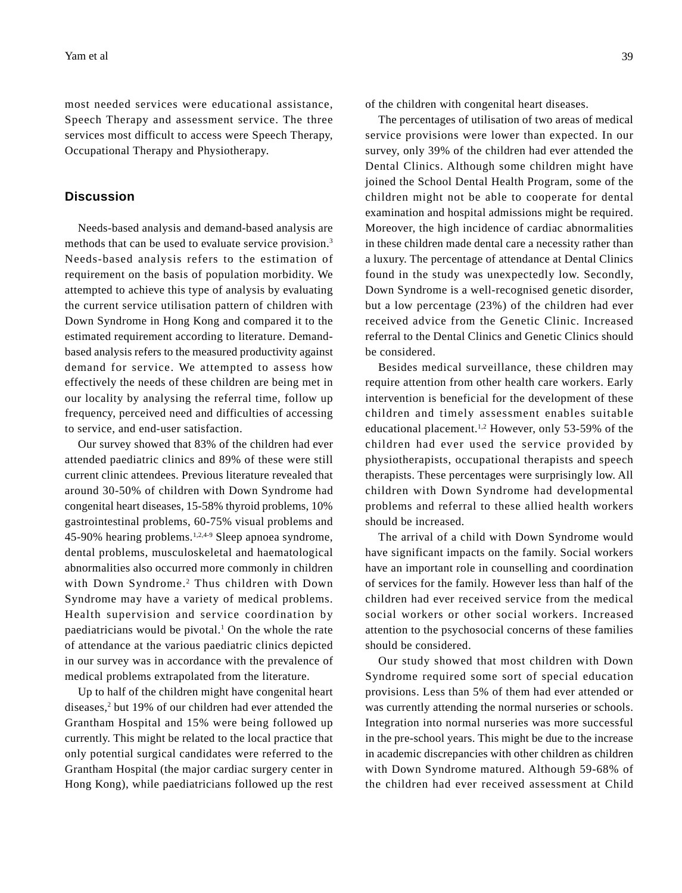most needed services were educational assistance, Speech Therapy and assessment service. The three services most difficult to access were Speech Therapy, Occupational Therapy and Physiotherapy.

## Discussion

Needs-based analysis and demand-based analysis are methods that can be used to evaluate service provision.[3] Needs-based analysis refers to the estimation of requirement on the basis of population morbidity. We attempted to achieve this type of analysis by evaluating the current service utilisation pattern of children with Down Syndrome in Hong Kong and compared it to the estimated requirement according to literature. Demand-based analysis refers to the measured productivity against demand for service. We attempted to assess how effectively the needs of these children are being met in our locality by analysing the referral time, follow up frequency, perceived need and difficulties of accessing to service, and end-user satisfaction.

Our survey showed that 83% of the children had ever attended paediatric clinics and 89% of these were still current clinic attendees. Previous literature revealed that around 30-50% of children with Down Syndrome had congenital heart diseases, 15-58% thyroid problems, 10% gastrointestinal problems, 60-75% visual problems and 45-90% hearing problems.[1,2,4-9] Sleep apnoea syndrome, dental problems, musculoskeletal and haematological abnormalities also occurred more commonly in children with Down Syndrome.[2] Thus children with Down Syndrome may have a variety of medical problems. Health supervision and service coordination by paediatricians would be pivotal.[1] On the whole the rate of attendance at the various paediatric clinics depicted in our survey was in accordance with the prevalence of medical problems extrapolated from the literature.

Up to half of the children might have congenital heart diseases,[2] but 19% of our children had ever attended the Grantham Hospital and 15% were being followed up currently. This might be related to the local practice that only potential surgical candidates were referred to the Grantham Hospital (the major cardiac surgery center in Hong Kong), while paediatricians followed up the rest of the children with congenital heart diseases.

The percentages of utilisation of two areas of medical service provisions were lower than expected. In our survey, only 39% of the children had ever attended the Dental Clinics. Although some children might have joined the School Dental Health Program, some of the children might not be able to cooperate for dental examination and hospital admissions might be required. Moreover, the high incidence of cardiac abnormalities in these children made dental care a necessity rather than a luxury. The percentage of attendance at Dental Clinics found in the study was unexpectedly low. Secondly, Down Syndrome is a well-recognised genetic disorder, but a low percentage (23%) of the children had ever received advice from the Genetic Clinic. Increased referral to the Dental Clinics and Genetic Clinics should be considered.

Besides medical surveillance, these children may require attention from other health care workers. Early intervention is beneficial for the development of these children and timely assessment enables suitable educational placement.[1,2] However, only 53-59% of the children had ever used the service provided by physiotherapists, occupational therapists and speech therapists. These percentages were surprisingly low. All children with Down Syndrome had developmental problems and referral to these allied health workers should be increased.

The arrival of a child with Down Syndrome would have significant impacts on the family. Social workers have an important role in counselling and coordination of services for the family. However less than half of the children had ever received service from the medical social workers or other social workers. Increased attention to the psychosocial concerns of these families should be considered.

Our study showed that most children with Down Syndrome required some sort of special education provisions. Less than 5% of them had ever attended or was currently attending the normal nurseries or schools. Integration into normal nurseries was more successful in the pre-school years. This might be due to the increase in academic discrepancies with other children as children with Down Syndrome matured. Although 59-68% of the children had ever received assessment at Child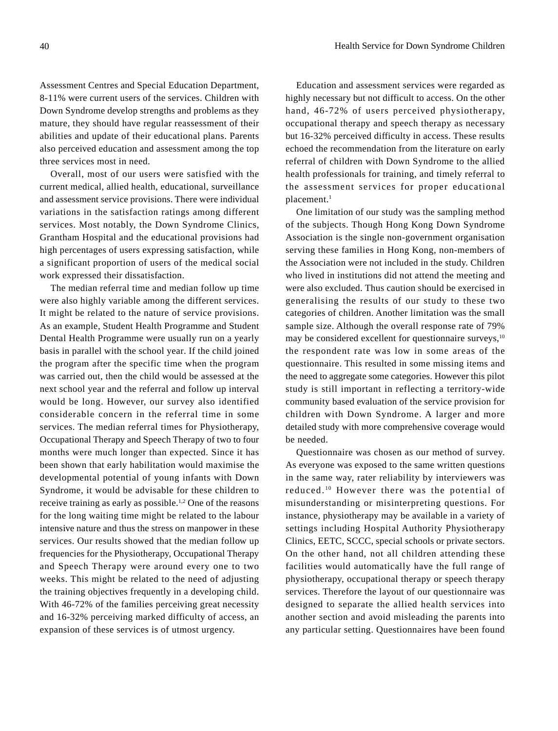Assessment Centres and Special Education Department, 8-11% were current users of the services. Children with Down Syndrome develop strengths and problems as they mature, they should have regular reassessment of their abilities and update of their educational plans. Parents also perceived education and assessment among the top three services most in need.

Overall, most of our users were satisfied with the current medical, allied health, educational, surveillance and assessment service provisions. There were individual variations in the satisfaction ratings among different services. Most notably, the Down Syndrome Clinics, Grantham Hospital and the educational provisions had high percentages of users expressing satisfaction, while a significant proportion of users of the medical social work expressed their dissatisfaction.

The median referral time and median follow up time were also highly variable among the different services. It might be related to the nature of service provisions. As an example, Student Health Programme and Student Dental Health Programme were usually run on a yearly basis in parallel with the school year. If the child joined the program after the specific time when the program was carried out, then the child would be assessed at the next school year and the referral and follow up interval would be long. However, our survey also identified considerable concern in the referral time in some services. The median referral times for Physiotherapy, Occupational Therapy and Speech Therapy of two to four months were much longer than expected. Since it has been shown that early habilitation would maximise the developmental potential of young infants with Down Syndrome, it would be advisable for these children to receive training as early as possible.[1,2] One of the reasons for the long waiting time might be related to the labour intensive nature and thus the stress on manpower in these services. Our results showed that the median follow up frequencies for the Physiotherapy, Occupational Therapy and Speech Therapy were around every one to two weeks. This might be related to the need of adjusting the training objectives frequently in a developing child. With 46-72% of the families perceiving great necessity and 16-32% perceiving marked difficulty of access, an expansion of these services is of utmost urgency.

Education and assessment services were regarded as highly necessary but not difficult to access. On the other hand, 46-72% of users perceived physiotherapy, occupational therapy and speech therapy as necessary but 16-32% perceived difficulty in access. These results echoed the recommendation from the literature on early referral of children with Down Syndrome to the allied health professionals for training, and timely referral to the assessment services for proper educational placement.[1]

One limitation of our study was the sampling method of the subjects. Though Hong Kong Down Syndrome Association is the single non-government organisation serving these families in Hong Kong, non-members of the Association were not included in the study. Children who lived in institutions did not attend the meeting and were also excluded. Thus caution should be exercised in generalising the results of our study to these two categories of children. Another limitation was the small sample size. Although the overall response rate of 79% may be considered excellent for questionnaire surveys,[10] the respondent rate was low in some areas of the questionnaire. This resulted in some missing items and the need to aggregate some categories. However this pilot study is still important in reflecting a territory-wide community based evaluation of the service provision for children with Down Syndrome. A larger and more detailed study with more comprehensive coverage would be needed.

Questionnaire was chosen as our method of survey. As everyone was exposed to the same written questions in the same way, rater reliability by interviewers was reduced.[10] However there was the potential of misunderstanding or misinterpreting questions. For instance, physiotherapy may be available in a variety of settings including Hospital Authority Physiotherapy Clinics, EETC, SCCC, special schools or private sectors. On the other hand, not all children attending these facilities would automatically have the full range of physiotherapy, occupational therapy or speech therapy services. Therefore the layout of our questionnaire was designed to separate the allied health services into another section and avoid misleading the parents into any particular setting. Questionnaires have been found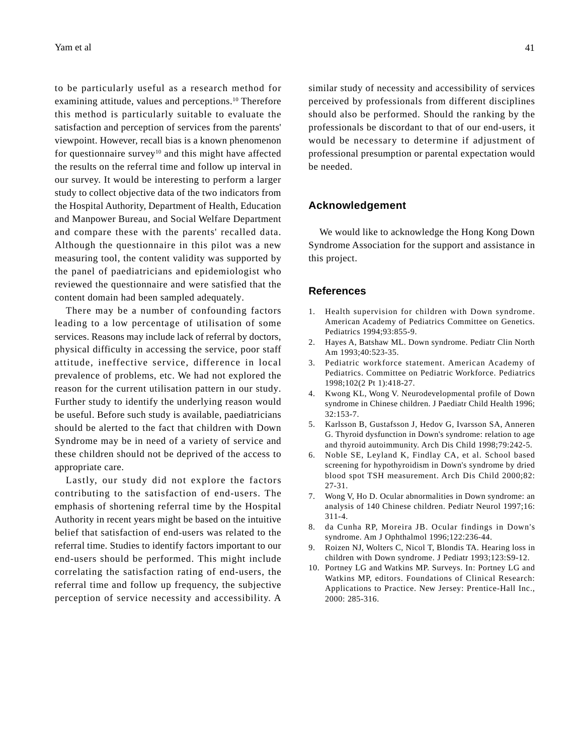to be particularly useful as a research method for examining attitude, values and perceptions.[10] Therefore this method is particularly suitable to evaluate the satisfaction and perception of services from the parents' viewpoint. However, recall bias is a known phenomenon for questionnaire survey[10] and this might have affected the results on the referral time and follow up interval in our survey. It would be interesting to perform a larger study to collect objective data of the two indicators from the Hospital Authority, Department of Health, Education and Manpower Bureau, and Social Welfare Department and compare these with the parents' recalled data. Although the questionnaire in this pilot was a new measuring tool, the content validity was supported by the panel of paediatricians and epidemiologist who reviewed the questionnaire and were satisfied that the content domain had been sampled adequately.

There may be a number of confounding factors leading to a low percentage of utilisation of some services. Reasons may include lack of referral by doctors, physical difficulty in accessing the service, poor staff attitude, ineffective service, difference in local prevalence of problems, etc. We had not explored the reason for the current utilisation pattern in our study. Further study to identify the underlying reason would be useful. Before such study is available, paediatricians should be alerted to the fact that children with Down Syndrome may be in need of a variety of service and these children should not be deprived of the access to appropriate care.

Lastly, our study did not explore the factors contributing to the satisfaction of end-users. The emphasis of shortening referral time by the Hospital Authority in recent years might be based on the intuitive belief that satisfaction of end-users was related to the referral time. Studies to identify factors important to our end-users should be performed. This might include correlating the satisfaction rating of end-users, the referral time and follow up frequency, the subjective perception of service necessity and accessibility. A similar study of necessity and accessibility of services perceived by professionals from different disciplines should also be performed. Should the ranking by the professionals be discordant to that of our end-users, it would be necessary to determine if adjustment of professional presumption or parental expectation would be needed.

## Acknowledgement

We would like to acknowledge the Hong Kong Down Syndrome Association for the support and assistance in this project.

## References

1. Health supervision for children with Down syndrome. American Academy of Pediatrics Committee on Genetics. Pediatrics 1994;93:855-9.
2. Hayes A, Batshaw ML. Down syndrome. Pediatr Clin North Am 1993;40:523-35.
3. Pediatric workforce statement. American Academy of Pediatrics. Committee on Pediatric Workforce. Pediatrics 1998;102(2 Pt 1):418-27.
4. Kwong KL, Wong V. Neurodevelopmental profile of Down syndrome in Chinese children. J Paediatr Child Health 1996; 32:153-7.
5. Karlsson B, Gustafsson J, Hedov G, Ivarsson SA, Anneren G. Thyroid dysfunction in Down's syndrome: relation to age and thyroid autoimmunity. Arch Dis Child 1998;79:242-5.
6. Noble SE, Leyland K, Findlay CA, et al. School based screening for hypothyroidism in Down's syndrome by dried blood spot TSH measurement. Arch Dis Child 2000;82: 27-31.
7. Wong V, Ho D. Ocular abnormalities in Down syndrome: an analysis of 140 Chinese children. Pediatr Neurol 1997;16: 311-4.
8. da Cunha RP, Moreira JB. Ocular findings in Down's syndrome. Am J Ophthalmol 1996;122:236-44.
9. Roizen NJ, Wolters C, Nicol T, Blondis TA. Hearing loss in children with Down syndrome. J Pediatr 1993;123:S9-12.
10. Portney LG and Watkins MP. Surveys. In: Portney LG and Watkins MP, editors. Foundations of Clinical Research: Applications to Practice. New Jersey: Prentice-Hall Inc., 2000: 285-316.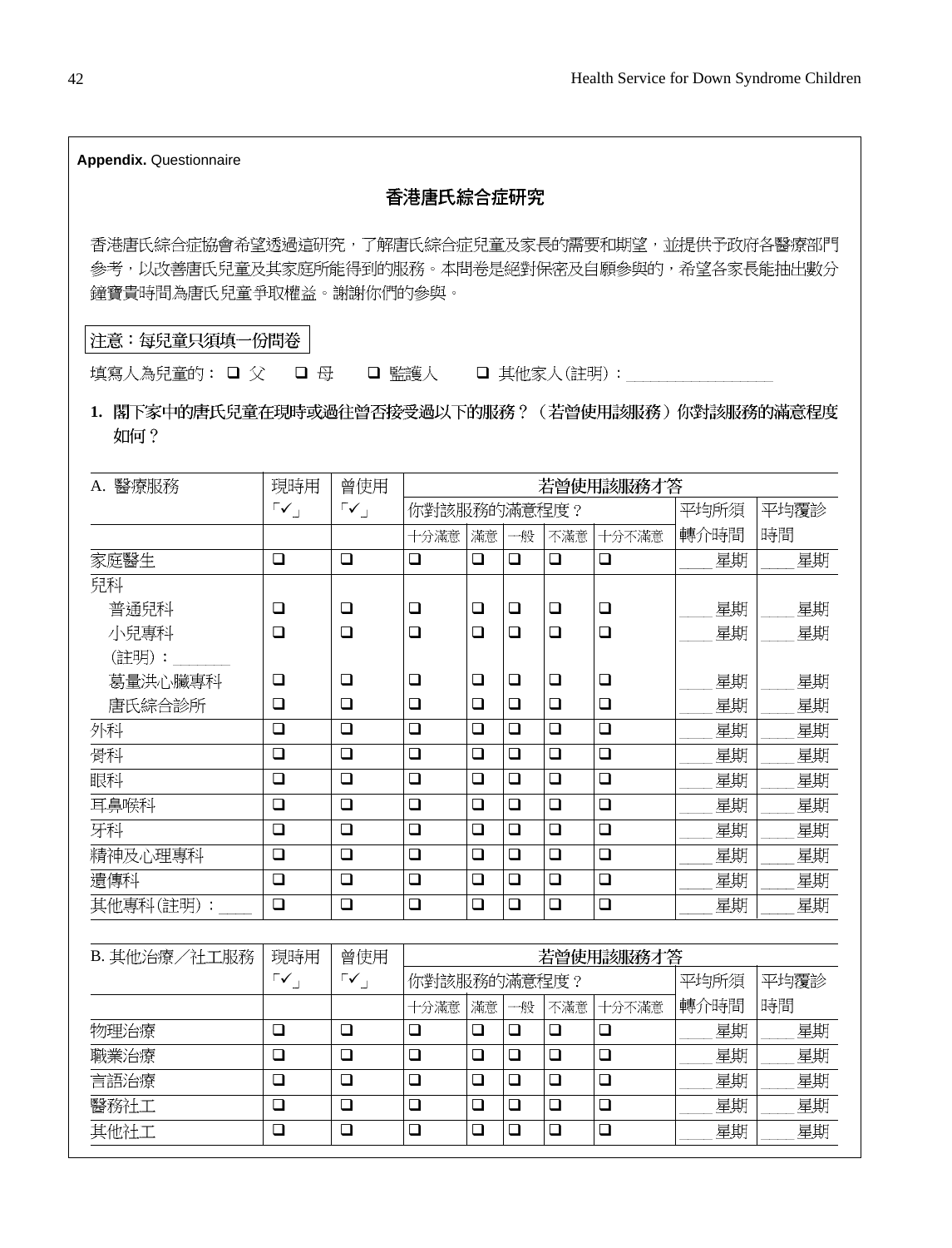**Appendix.** Questionnaire

## 香港唐氏綜合症研究

香港唐氏綜合症協會希望透過這研究，了解唐氏綜合症兒童及家長的需要和期望，並提供予政府各醫療部門參考，以改善唐氏兒童及其家庭所能得到的服務。本問卷是經對保密及自願參與的，希望各家長能抽出數分鐘寶貴時間為唐氏兒童爭取權益。謝謝你們的參與。

注意：每兒童只須填一份問卷

填寫人為兒童的：❑ 父　❑ 母　❑ 監護人　❑ 其他家人(註明)：__________

**1. 閣下家中的唐氏兒童在現時或過往曾否接受過以下的服務？（若曾使用該服務）你對該服務的滿意程度如何？**

| A. 醫療服務 | 現時用「✓」 | 曾使用「✓」 | 若曾使用該服務才答 | | | | | | |
|---|---|---|---|---|---|---|---|---|---|
| | | | 你對該服務的滿意程度？ | | | | | 平均所須轉介時間 | 平均覆診時間 |
| | | | 十分滿意 | 滿意 | 一般 | 不滿意 | 十分不滿意 | | |
| 家庭醫生 | ❑ | ❑ | ❑ | ❑ | ❑ | ❑ | ❑ | ____星期 | ____星期 |
| 兒科 | | | | | | | | | |
| 普通兒科 | ❑ | ❑ | ❑ | ❑ | ❑ | ❑ | ❑ | ____星期 | ____星期 |
| 小兒專科 (註明)：______ | ❑ | ❑ | ❑ | ❑ | ❑ | ❑ | ❑ | ____星期 | ____星期 |
| 葛量洪心臟專科 | ❑ | ❑ | ❑ | ❑ | ❑ | ❑ | ❑ | ____星期 | ____星期 |
| 唐氏綜合診所 | ❑ | ❑ | ❑ | ❑ | ❑ | ❑ | ❑ | ____星期 | ____星期 |
| 外科 | ❑ | ❑ | ❑ | ❑ | ❑ | ❑ | ❑ | ____星期 | ____星期 |
| 骨科 | ❑ | ❑ | ❑ | ❑ | ❑ | ❑ | ❑ | ____星期 | ____星期 |
| 眼科 | ❑ | ❑ | ❑ | ❑ | ❑ | ❑ | ❑ | ____星期 | ____星期 |
| 耳鼻喉科 | ❑ | ❑ | ❑ | ❑ | ❑ | ❑ | ❑ | ____星期 | ____星期 |
| 牙科 | ❑ | ❑ | ❑ | ❑ | ❑ | ❑ | ❑ | ____星期 | ____星期 |
| 精神及心理專科 | ❑ | ❑ | ❑ | ❑ | ❑ | ❑ | ❑ | ____星期 | ____星期 |
| 遺傳科 | ❑ | ❑ | ❑ | ❑ | ❑ | ❑ | ❑ | ____星期 | ____星期 |
| 其他專科(註明)：____ | ❑ | ❑ | ❑ | ❑ | ❑ | ❑ | ❑ | ____星期 | ____星期 |

| B. 其他治療／社工服務 | 現時用「✓」 | 曾使用「✓」 | 若曾使用該服務才答 | | | | | | |
|---|---|---|---|---|---|---|---|---|---|
| | | | 你對該服務的滿意程度？ | | | | | 平均所須轉介時間 | 平均覆診時間 |
| | | | 十分滿意 | 滿意 | 一般 | 不滿意 | 十分不滿意 | | |
| 物理治療 | ❑ | ❑ | ❑ | ❑ | ❑ | ❑ | ❑ | ____星期 | ____星期 |
| 職業治療 | ❑ | ❑ | ❑ | ❑ | ❑ | ❑ | ❑ | ____星期 | ____星期 |
| 言語治療 | ❑ | ❑ | ❑ | ❑ | ❑ | ❑ | ❑ | ____星期 | ____星期 |
| 醫務社工 | ❑ | ❑ | ❑ | ❑ | ❑ | ❑ | ❑ | ____星期 | ____星期 |
| 其他社工 | ❑ | ❑ | ❑ | ❑ | ❑ | ❑ | ❑ | ____星期 | ____星期 |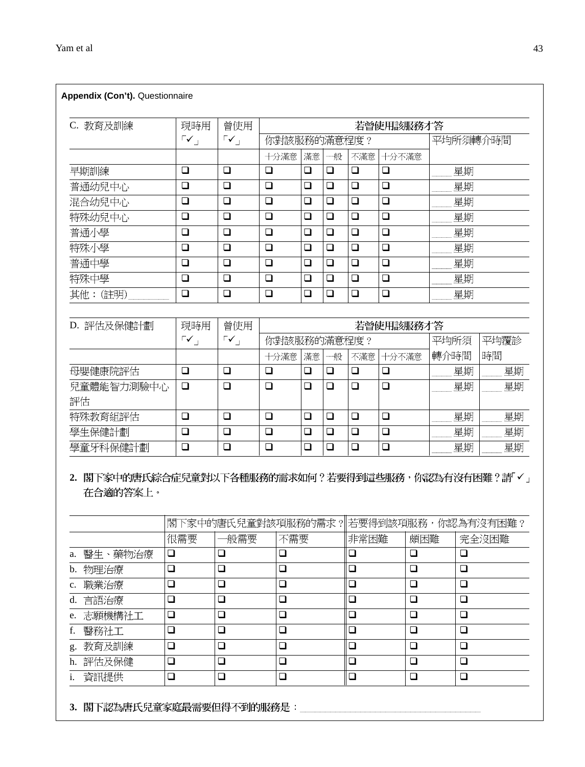**Appendix (Con't).** Questionnaire

| C. 教育及訓練 | 現時用「✓」 | 曾使用「✓」 | 若曾使用該服務才答 | | | | | |
|---|---|---|---|---|---|---|---|---|
| | | | 你對該服務的滿意程度？ | | | | | 平均所須轉介時間 |
| | | | 十分滿意 | 滿意 | 一般 | 不滿意 | 十分不滿意 | |
| 早期訓練 | ❑ | ❑ | ❑ | ❑ | ❑ | ❑ | ❑ | ____星期 |
| 普通幼兒中心 | ❑ | ❑ | ❑ | ❑ | ❑ | ❑ | ❑ | ____星期 |
| 混合幼兒中心 | ❑ | ❑ | ❑ | ❑ | ❑ | ❑ | ❑ | ____星期 |
| 特殊幼兒中心 | ❑ | ❑ | ❑ | ❑ | ❑ | ❑ | ❑ | ____星期 |
| 普通小學 | ❑ | ❑ | ❑ | ❑ | ❑ | ❑ | ❑ | ____星期 |
| 特殊小學 | ❑ | ❑ | ❑ | ❑ | ❑ | ❑ | ❑ | ____星期 |
| 普通中學 | ❑ | ❑ | ❑ | ❑ | ❑ | ❑ | ❑ | ____星期 |
| 特殊中學 | ❑ | ❑ | ❑ | ❑ | ❑ | ❑ | ❑ | ____星期 |
| 其他：(註明)________ | ❑ | ❑ | ❑ | ❑ | ❑ | ❑ | ❑ | ____星期 |

| D. 評估及保健計劃 | 現時用「✓」 | 曾使用「✓」 | 若曾使用該服務才答 | | | | | | |
|---|---|---|---|---|---|---|---|---|---|
| | | | 你對該服務的滿意程度？ | | | | | 平均所須轉介時間 | 平均覆診時間 |
| | | | 十分滿意 | 滿意 | 一般 | 不滿意 | 十分不滿意 | | |
| 母嬰健康院評估 | ❑ | ❑ | ❑ | ❑ | ❑ | ❑ | ❑ | ____星期 | ____星期 |
| 兒童體能智力測驗中心評估 | ❑ | ❑ | ❑ | ❑ | ❑ | ❑ | ❑ | ____星期 | ____星期 |
| 特殊教育組評估 | ❑ | ❑ | ❑ | ❑ | ❑ | ❑ | ❑ | ____星期 | ____星期 |
| 學生保健計劃 | ❑ | ❑ | ❑ | ❑ | ❑ | ❑ | ❑ | ____星期 | ____星期 |
| 學童牙科保健計劃 | ❑ | ❑ | ❑ | ❑ | ❑ | ❑ | ❑ | ____星期 | ____星期 |

**2. 閣下家中的唐氏綜合症兒童對以下各種服務的需求如何？若要得到這些服務，你認為有沒有困難？請「✓」在合適的答案上。**

| | 閣下家中的唐氏兒童對該項服務的需求？ | | | 若要得到該項服務，你認為有沒有困難？ | | |
|---|---|---|---|---|---|---|
| | 很需要 | 一般需要 | 不需要 | 非常困難 | 頗困難 | 完全沒困難 |
| a. 醫生、藥物治療 | ❑ | ❑ | ❑ | ❑ | ❑ | ❑ |
| b. 物理治療 | ❑ | ❑ | ❑ | ❑ | ❑ | ❑ |
| c. 職業治療 | ❑ | ❑ | ❑ | ❑ | ❑ | ❑ |
| d. 言語治療 | ❑ | ❑ | ❑ | ❑ | ❑ | ❑ |
| e. 志願機構社工 | ❑ | ❑ | ❑ | ❑ | ❑ | ❑ |
| f. 醫務社工 | ❑ | ❑ | ❑ | ❑ | ❑ | ❑ |
| g. 教育及訓練 | ❑ | ❑ | ❑ | ❑ | ❑ | ❑ |
| h. 評估及保健 | ❑ | ❑ | ❑ | ❑ | ❑ | ❑ |
| i. 資訊提供 | ❑ | ❑ | ❑ | ❑ | ❑ | ❑ |

**3. 閣下認為唐氏兒童家庭最需要但得不到的服務是：**________________________________